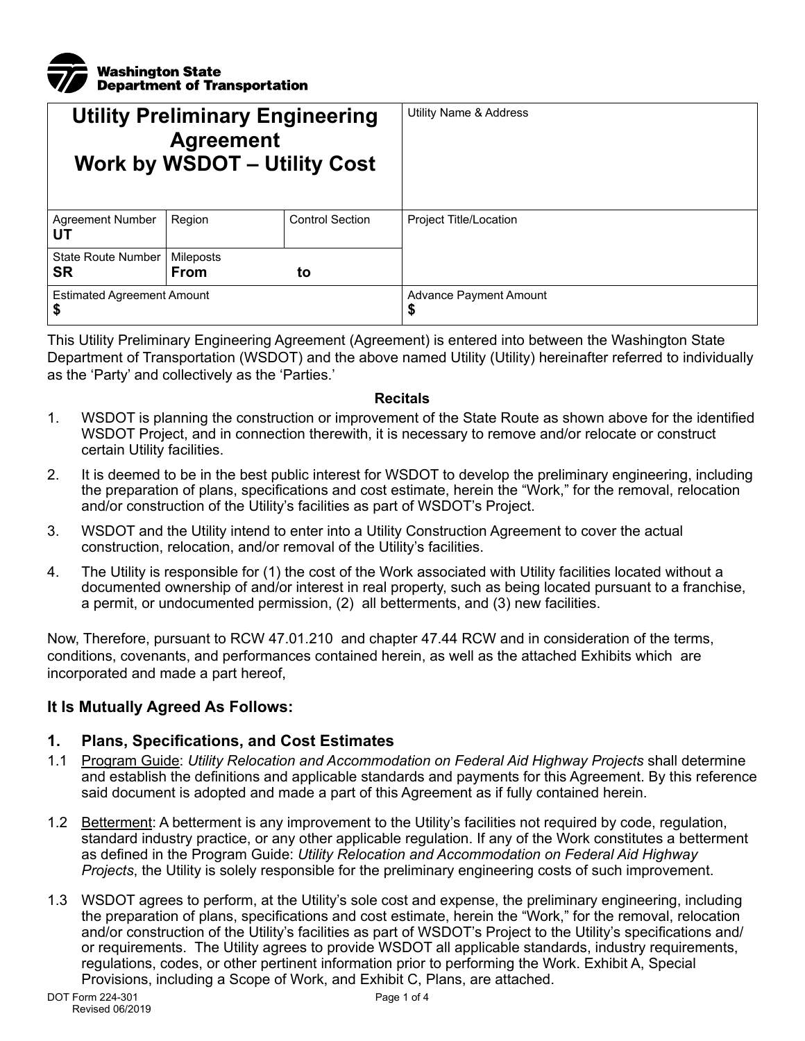**Washington State Department of Transportation**

| Utility Preliminary Engineering Agreement Work by WSDOT – Utility Cost | | | Utility Name & Address |
|---|---|---|---|
| Agreement Number **UT** | Region | Control Section | Project Title/Location |
| State Route Number **SR** | Mileposts **From** **to** | | |
| Estimated Agreement Amount **$** | | | Advance Payment Amount **$** |

This Utility Preliminary Engineering Agreement (Agreement) is entered into between the Washington State Department of Transportation (WSDOT) and the above named Utility (Utility) hereinafter referred to individually as the 'Party' and collectively as the 'Parties.'

**Recitals**

1. WSDOT is planning the construction or improvement of the State Route as shown above for the identified WSDOT Project, and in connection therewith, it is necessary to remove and/or relocate or construct certain Utility facilities.
2. It is deemed to be in the best public interest for WSDOT to develop the preliminary engineering, including the preparation of plans, specifications and cost estimate, herein the "Work," for the removal, relocation and/or construction of the Utility's facilities as part of WSDOT's Project.
3. WSDOT and the Utility intend to enter into a Utility Construction Agreement to cover the actual construction, relocation, and/or removal of the Utility's facilities.
4. The Utility is responsible for (1) the cost of the Work associated with Utility facilities located without a documented ownership of and/or interest in real property, such as being located pursuant to a franchise, a permit, or undocumented permission, (2) all betterments, and (3) new facilities.

Now, Therefore, pursuant to RCW 47.01.210 and chapter 47.44 RCW and in consideration of the terms, conditions, covenants, and performances contained herein, as well as the attached Exhibits which are incorporated and made a part hereof,

### It Is Mutually Agreed As Follows:

### 1. Plans, Specifications, and Cost Estimates

1.1 Program Guide: *Utility Relocation and Accommodation on Federal Aid Highway Projects* shall determine and establish the definitions and applicable standards and payments for this Agreement. By this reference said document is adopted and made a part of this Agreement as if fully contained herein.

1.2 Betterment: A betterment is any improvement to the Utility's facilities not required by code, regulation, standard industry practice, or any other applicable regulation. If any of the Work constitutes a betterment as defined in the Program Guide: *Utility Relocation and Accommodation on Federal Aid Highway Projects*, the Utility is solely responsible for the preliminary engineering costs of such improvement.

1.3 WSDOT agrees to perform, at the Utility's sole cost and expense, the preliminary engineering, including the preparation of plans, specifications and cost estimate, herein the "Work," for the removal, relocation and/or construction of the Utility's facilities as part of WSDOT's Project to the Utility's specifications and/or requirements. The Utility agrees to provide WSDOT all applicable standards, industry requirements, regulations, codes, or other pertinent information prior to performing the Work. Exhibit A, Special Provisions, including a Scope of Work, and Exhibit C, Plans, are attached.

DOT Form 224-301
Revised 06/2019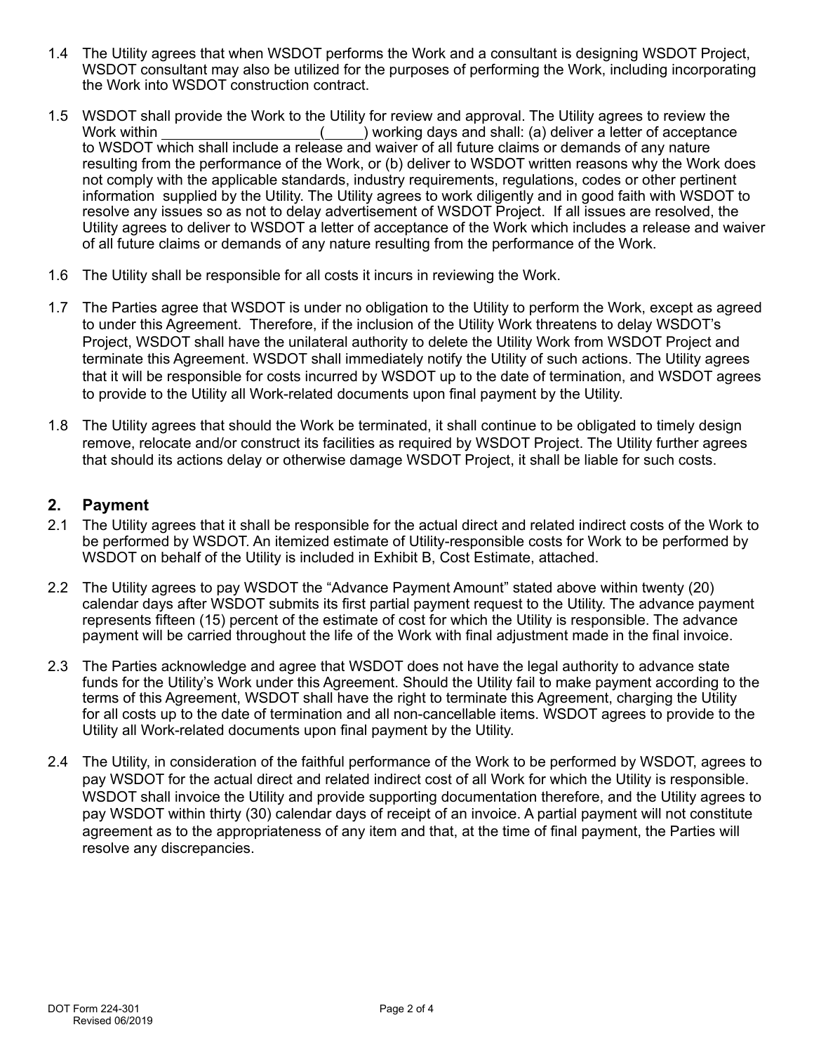1.4 The Utility agrees that when WSDOT performs the Work and a consultant is designing WSDOT Project, WSDOT consultant may also be utilized for the purposes of performing the Work, including incorporating the Work into WSDOT construction contract.

1.5 WSDOT shall provide the Work to the Utility for review and approval. The Utility agrees to review the Work within ____________________(_____) working days and shall: (a) deliver a letter of acceptance to WSDOT which shall include a release and waiver of all future claims or demands of any nature resulting from the performance of the Work, or (b) deliver to WSDOT written reasons why the Work does not comply with the applicable standards, industry requirements, regulations, codes or other pertinent information supplied by the Utility. The Utility agrees to work diligently and in good faith with WSDOT to resolve any issues so as not to delay advertisement of WSDOT Project. If all issues are resolved, the Utility agrees to deliver to WSDOT a letter of acceptance of the Work which includes a release and waiver of all future claims or demands of any nature resulting from the performance of the Work.

1.6 The Utility shall be responsible for all costs it incurs in reviewing the Work.

1.7 The Parties agree that WSDOT is under no obligation to the Utility to perform the Work, except as agreed to under this Agreement. Therefore, if the inclusion of the Utility Work threatens to delay WSDOT's Project, WSDOT shall have the unilateral authority to delete the Utility Work from WSDOT Project and terminate this Agreement. WSDOT shall immediately notify the Utility of such actions. The Utility agrees that it will be responsible for costs incurred by WSDOT up to the date of termination, and WSDOT agrees to provide to the Utility all Work-related documents upon final payment by the Utility.

1.8 The Utility agrees that should the Work be terminated, it shall continue to be obligated to timely design remove, relocate and/or construct its facilities as required by WSDOT Project. The Utility further agrees that should its actions delay or otherwise damage WSDOT Project, it shall be liable for such costs.

## 2. Payment

2.1 The Utility agrees that it shall be responsible for the actual direct and related indirect costs of the Work to be performed by WSDOT. An itemized estimate of Utility-responsible costs for Work to be performed by WSDOT on behalf of the Utility is included in Exhibit B, Cost Estimate, attached.

2.2 The Utility agrees to pay WSDOT the "Advance Payment Amount" stated above within twenty (20) calendar days after WSDOT submits its first partial payment request to the Utility. The advance payment represents fifteen (15) percent of the estimate of cost for which the Utility is responsible. The advance payment will be carried throughout the life of the Work with final adjustment made in the final invoice.

2.3 The Parties acknowledge and agree that WSDOT does not have the legal authority to advance state funds for the Utility's Work under this Agreement. Should the Utility fail to make payment according to the terms of this Agreement, WSDOT shall have the right to terminate this Agreement, charging the Utility for all costs up to the date of termination and all non-cancellable items. WSDOT agrees to provide to the Utility all Work-related documents upon final payment by the Utility.

2.4 The Utility, in consideration of the faithful performance of the Work to be performed by WSDOT, agrees to pay WSDOT for the actual direct and related indirect cost of all Work for which the Utility is responsible. WSDOT shall invoice the Utility and provide supporting documentation therefore, and the Utility agrees to pay WSDOT within thirty (30) calendar days of receipt of an invoice. A partial payment will not constitute agreement as to the appropriateness of any item and that, at the time of final payment, the Parties will resolve any discrepancies.

DOT Form 224-301
Revised 06/2019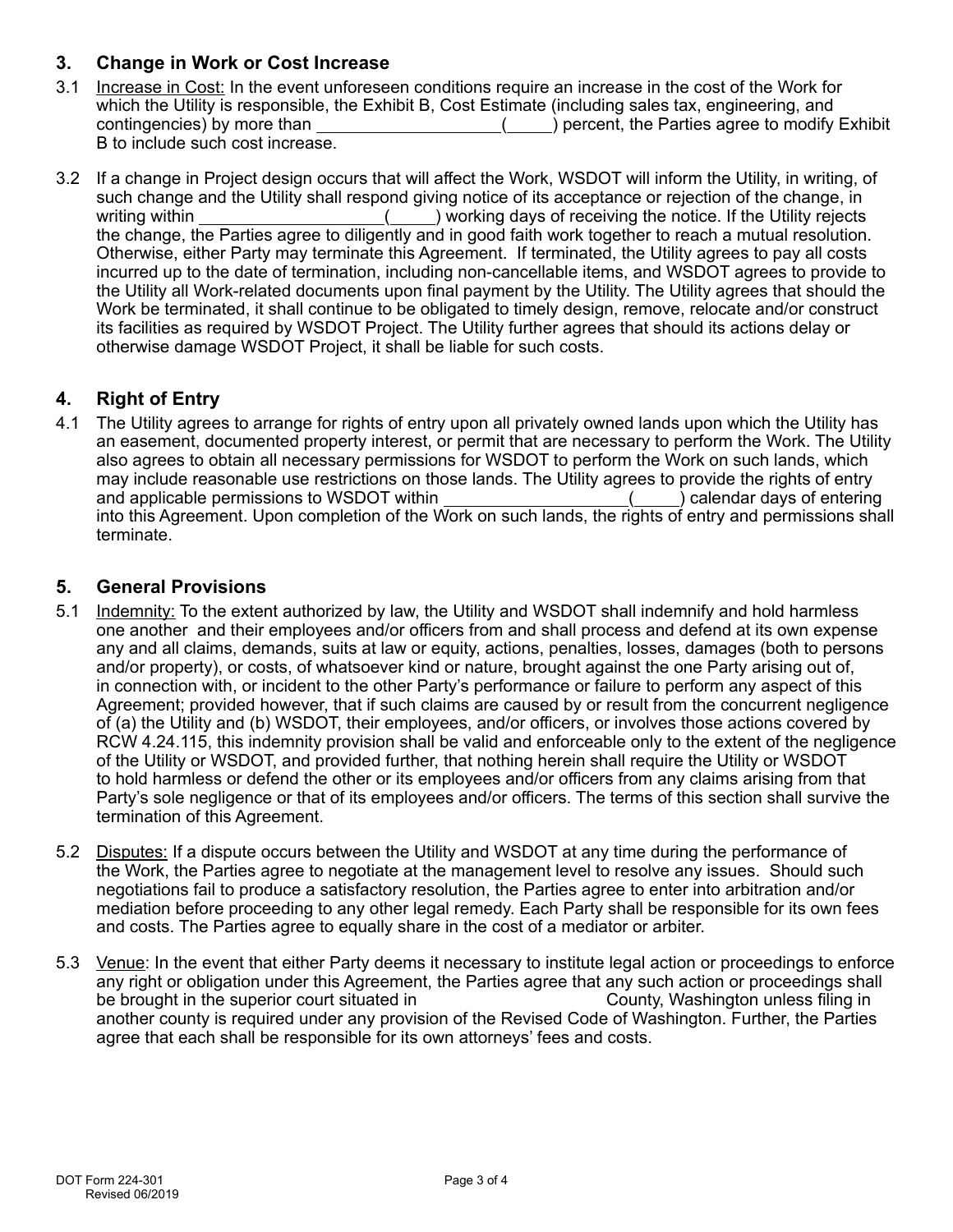## 3. Change in Work or Cost Increase

3.1 Increase in Cost: In the event unforeseen conditions require an increase in the cost of the Work for which the Utility is responsible, the Exhibit B, Cost Estimate (including sales tax, engineering, and contingencies) by more than ____________________(_____) percent, the Parties agree to modify Exhibit B to include such cost increase.

3.2 If a change in Project design occurs that will affect the Work, WSDOT will inform the Utility, in writing, of such change and the Utility shall respond giving notice of its acceptance or rejection of the change, in writing within ____________________(_____) working days of receiving the notice. If the Utility rejects the change, the Parties agree to diligently and in good faith work together to reach a mutual resolution. Otherwise, either Party may terminate this Agreement. If terminated, the Utility agrees to pay all costs incurred up to the date of termination, including non-cancellable items, and WSDOT agrees to provide to the Utility all Work-related documents upon final payment by the Utility. The Utility agrees that should the Work be terminated, it shall continue to be obligated to timely design, remove, relocate and/or construct its facilities as required by WSDOT Project. The Utility further agrees that should its actions delay or otherwise damage WSDOT Project, it shall be liable for such costs.

## 4. Right of Entry

4.1 The Utility agrees to arrange for rights of entry upon all privately owned lands upon which the Utility has an easement, documented property interest, or permit that are necessary to perform the Work. The Utility also agrees to obtain all necessary permissions for WSDOT to perform the Work on such lands, which may include reasonable use restrictions on those lands. The Utility agrees to provide the rights of entry and applicable permissions to WSDOT within ____________________(_____) calendar days of entering into this Agreement. Upon completion of the Work on such lands, the rights of entry and permissions shall terminate.

## 5. General Provisions

5.1 Indemnity: To the extent authorized by law, the Utility and WSDOT shall indemnify and hold harmless one another and their employees and/or officers from and shall process and defend at its own expense any and all claims, demands, suits at law or equity, actions, penalties, losses, damages (both to persons and/or property), or costs, of whatsoever kind or nature, brought against the one Party arising out of, in connection with, or incident to the other Party's performance or failure to perform any aspect of this Agreement; provided however, that if such claims are caused by or result from the concurrent negligence of (a) the Utility and (b) WSDOT, their employees, and/or officers, or involves those actions covered by RCW 4.24.115, this indemnity provision shall be valid and enforceable only to the extent of the negligence of the Utility or WSDOT, and provided further, that nothing herein shall require the Utility or WSDOT to hold harmless or defend the other or its employees and/or officers from any claims arising from that Party's sole negligence or that of its employees and/or officers. The terms of this section shall survive the termination of this Agreement.

5.2 Disputes: If a dispute occurs between the Utility and WSDOT at any time during the performance of the Work, the Parties agree to negotiate at the management level to resolve any issues. Should such negotiations fail to produce a satisfactory resolution, the Parties agree to enter into arbitration and/or mediation before proceeding to any other legal remedy. Each Party shall be responsible for its own fees and costs. The Parties agree to equally share in the cost of a mediator or arbiter.

5.3 Venue: In the event that either Party deems it necessary to institute legal action or proceedings to enforce any right or obligation under this Agreement, the Parties agree that any such action or proceedings shall be brought in the superior court situated in ____________________ County, Washington unless filing in another county is required under any provision of the Revised Code of Washington. Further, the Parties agree that each shall be responsible for its own attorneys' fees and costs.

DOT Form 224-301
Revised 06/2019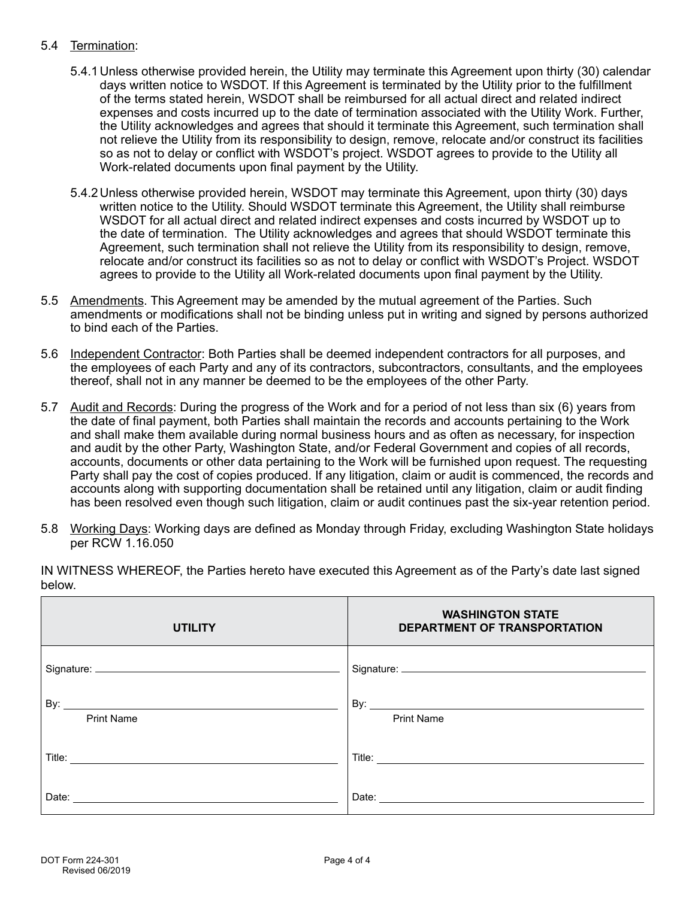5.4 Termination:

5.4.1 Unless otherwise provided herein, the Utility may terminate this Agreement upon thirty (30) calendar days written notice to WSDOT. If this Agreement is terminated by the Utility prior to the fulfillment of the terms stated herein, WSDOT shall be reimbursed for all actual direct and related indirect expenses and costs incurred up to the date of termination associated with the Utility Work. Further, the Utility acknowledges and agrees that should it terminate this Agreement, such termination shall not relieve the Utility from its responsibility to design, remove, relocate and/or construct its facilities so as not to delay or conflict with WSDOT's project. WSDOT agrees to provide to the Utility all Work-related documents upon final payment by the Utility.

5.4.2 Unless otherwise provided herein, WSDOT may terminate this Agreement, upon thirty (30) days written notice to the Utility. Should WSDOT terminate this Agreement, the Utility shall reimburse WSDOT for all actual direct and related indirect expenses and costs incurred by WSDOT up to the date of termination. The Utility acknowledges and agrees that should WSDOT terminate this Agreement, such termination shall not relieve the Utility from its responsibility to design, remove, relocate and/or construct its facilities so as not to delay or conflict with WSDOT's Project. WSDOT agrees to provide to the Utility all Work-related documents upon final payment by the Utility.

5.5 Amendments. This Agreement may be amended by the mutual agreement of the Parties. Such amendments or modifications shall not be binding unless put in writing and signed by persons authorized to bind each of the Parties.

5.6 Independent Contractor: Both Parties shall be deemed independent contractors for all purposes, and the employees of each Party and any of its contractors, subcontractors, consultants, and the employees thereof, shall not in any manner be deemed to be the employees of the other Party.

5.7 Audit and Records: During the progress of the Work and for a period of not less than six (6) years from the date of final payment, both Parties shall maintain the records and accounts pertaining to the Work and shall make them available during normal business hours and as often as necessary, for inspection and audit by the other Party, Washington State, and/or Federal Government and copies of all records, accounts, documents or other data pertaining to the Work will be furnished upon request. The requesting Party shall pay the cost of copies produced. If any litigation, claim or audit is commenced, the records and accounts along with supporting documentation shall be retained until any litigation, claim or audit finding has been resolved even though such litigation, claim or audit continues past the six-year retention period.

5.8 Working Days: Working days are defined as Monday through Friday, excluding Washington State holidays per RCW 1.16.050

IN WITNESS WHEREOF, the Parties hereto have executed this Agreement as of the Party's date last signed below.

| UTILITY | WASHINGTON STATE DEPARTMENT OF TRANSPORTATION |
|---|---|
| Signature: ______________________ | Signature: ______________________ |
| By: ______________________ Print Name | By: ______________________ Print Name |
| Title: ______________________ | Title: ______________________ |
| Date: ______________________ | Date: ______________________ |

DOT Form 224-301
Revised 06/2019